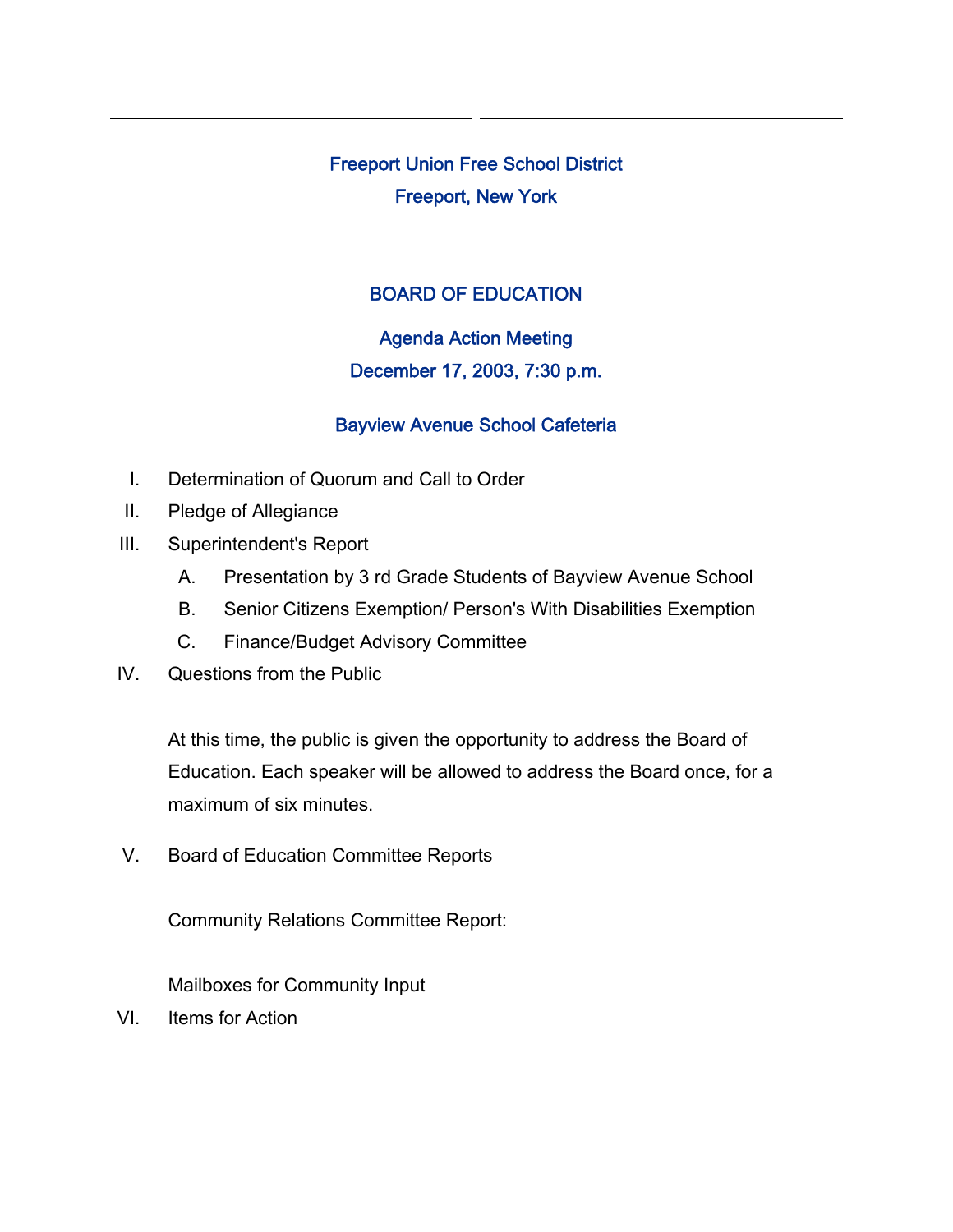# Freeport Union Free School District

## Freeport, New York

## BOARD OF EDUCATION

### Agenda Action Meeting

### December 17, 2003, 7:30 p.m.

### Bayview Avenue School Cafeteria

I. Determination of Quorum and Call to Order

II. Pledge of Allegiance

III. Superintendent's Report

   A. Presentation by 3 rd Grade Students of Bayview Avenue School

   B. Senior Citizens Exemption/ Person's With Disabilities Exemption

   C. Finance/Budget Advisory Committee

IV. Questions from the Public

   At this time, the public is given the opportunity to address the Board of Education. Each speaker will be allowed to address the Board once, for a maximum of six minutes.

V. Board of Education Committee Reports

   Community Relations Committee Report:

   Mailboxes for Community Input

VI. Items for Action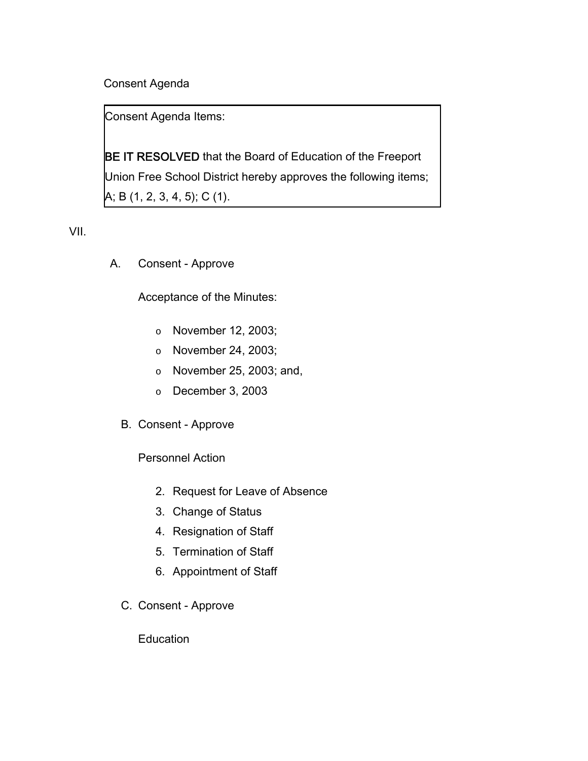Consent Agenda

| Consent Agenda Items:<br><br>**BE IT RESOLVED** that the Board of Education of the Freeport Union Free School District hereby approves the following items; A; B (1, 2, 3, 4, 5); C (1). |
|---|

VII.

A. Consent - Approve

Acceptance of the Minutes:

- November 12, 2003;
- November 24, 2003;
- November 25, 2003; and,
- December 3, 2003

B. Consent - Approve

Personnel Action

2. Request for Leave of Absence
3. Change of Status
4. Resignation of Staff
5. Termination of Staff
6. Appointment of Staff

C. Consent - Approve

Education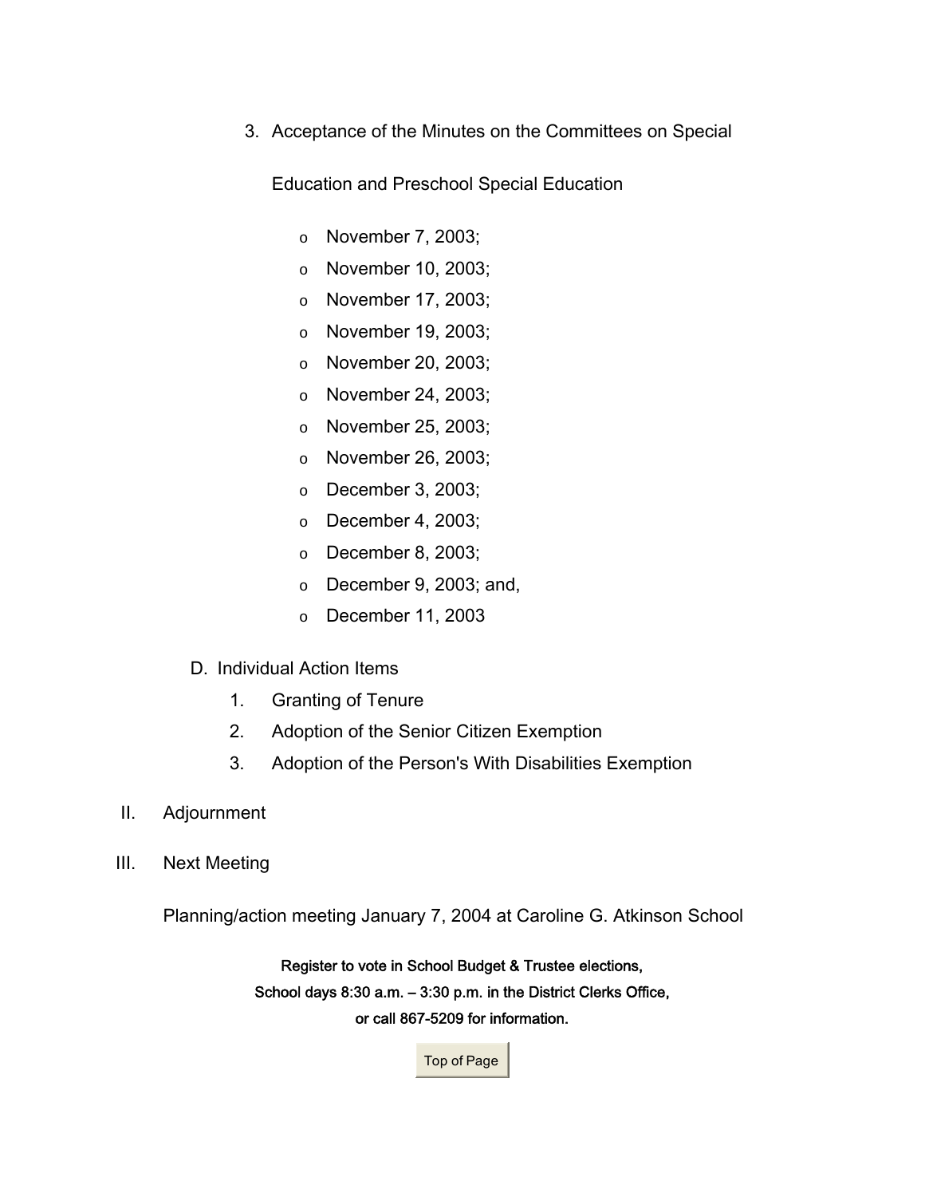3. Acceptance of the Minutes on the Committees on Special Education and Preschool Special Education

    - November 7, 2003;
    - November 10, 2003;
    - November 17, 2003;
    - November 19, 2003;
    - November 20, 2003;
    - November 24, 2003;
    - November 25, 2003;
    - November 26, 2003;
    - December 3, 2003;
    - December 4, 2003;
    - December 8, 2003;
    - December 9, 2003; and,
    - December 11, 2003

D. Individual Action Items

1. Granting of Tenure
2. Adoption of the Senior Citizen Exemption
3. Adoption of the Person's With Disabilities Exemption

II. Adjournment

III. Next Meeting

Planning/action meeting January 7, 2004 at Caroline G. Atkinson School

**Register to vote in School Budget & Trustee elections,**
**School days 8:30 a.m. – 3:30 p.m. in the District Clerks Office,**
**or call 867-5209 for information.**

Top of Page